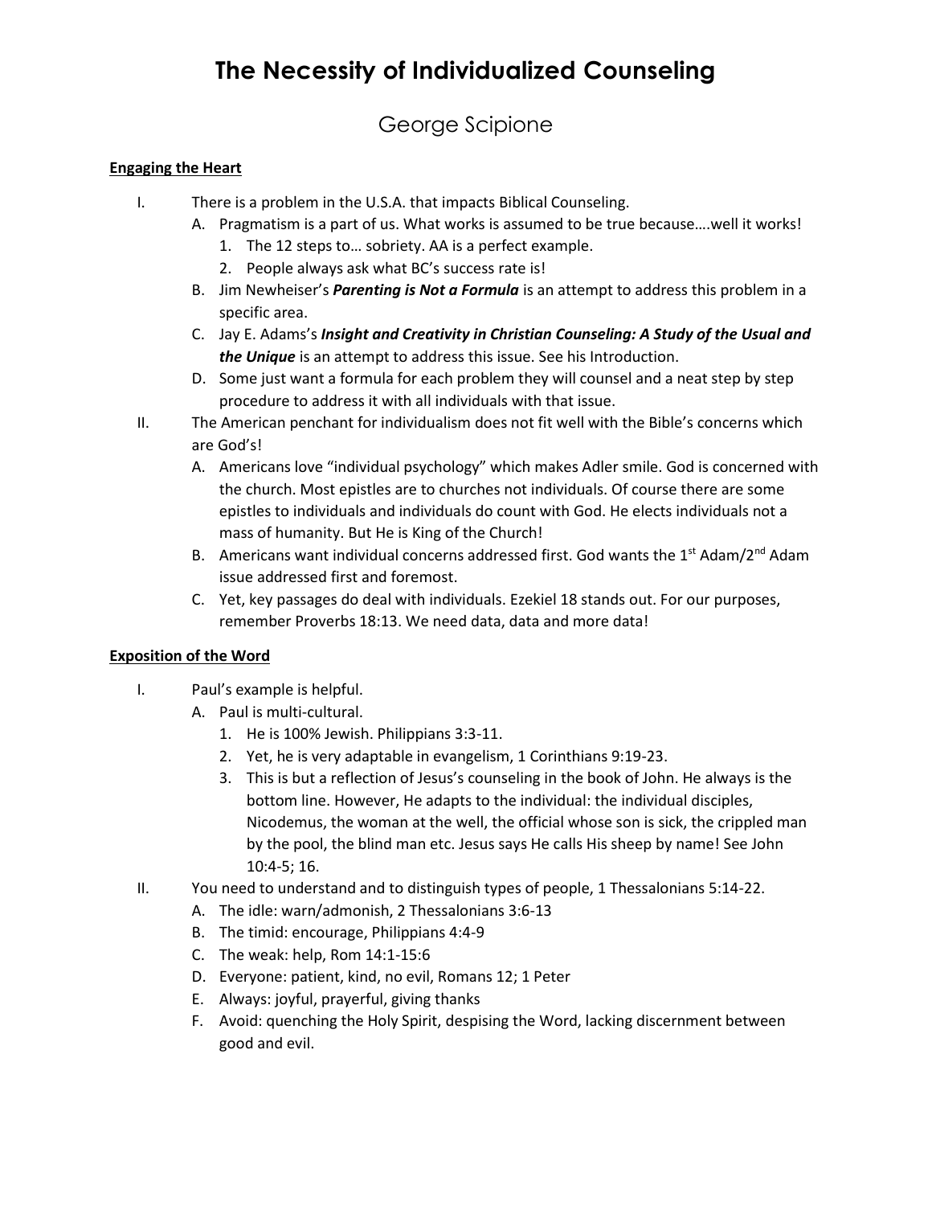# The Necessity of Individualized Counseling

George Scipione

**Engaging the Heart**

I. There is a problem in the U.S.A. that impacts Biblical Counseling.
   A. Pragmatism is a part of us. What works is assumed to be true because….well it works!
      1. The 12 steps to… sobriety. AA is a perfect example.
      2. People always ask what BC's success rate is!
   B. Jim Newheiser's ***Parenting is Not a Formula*** is an attempt to address this problem in a specific area.
   C. Jay E. Adams's ***Insight and Creativity in Christian Counseling: A Study of the Usual and the Unique*** is an attempt to address this issue. See his Introduction.
   D. Some just want a formula for each problem they will counsel and a neat step by step procedure to address it with all individuals with that issue.

II. The American penchant for individualism does not fit well with the Bible's concerns which are God's!
   A. Americans love "individual psychology" which makes Adler smile. God is concerned with the church. Most epistles are to churches not individuals. Of course there are some epistles to individuals and individuals do count with God. He elects individuals not a mass of humanity. But He is King of the Church!
   B. Americans want individual concerns addressed first. God wants the 1st Adam/2nd Adam issue addressed first and foremost.
   C. Yet, key passages do deal with individuals. Ezekiel 18 stands out. For our purposes, remember Proverbs 18:13. We need data, data and more data!

**Exposition of the Word**

I. Paul's example is helpful.
   A. Paul is multi-cultural.
      1. He is 100% Jewish. Philippians 3:3-11.
      2. Yet, he is very adaptable in evangelism, 1 Corinthians 9:19-23.
      3. This is but a reflection of Jesus's counseling in the book of John. He always is the bottom line. However, He adapts to the individual: the individual disciples, Nicodemus, the woman at the well, the official whose son is sick, the crippled man by the pool, the blind man etc. Jesus says He calls His sheep by name! See John 10:4-5; 16.

II. You need to understand and to distinguish types of people, 1 Thessalonians 5:14-22.
   A. The idle: warn/admonish, 2 Thessalonians 3:6-13
   B. The timid: encourage, Philippians 4:4-9
   C. The weak: help, Rom 14:1-15:6
   D. Everyone: patient, kind, no evil, Romans 12; 1 Peter
   E. Always: joyful, prayerful, giving thanks
   F. Avoid: quenching the Holy Spirit, despising the Word, lacking discernment between good and evil.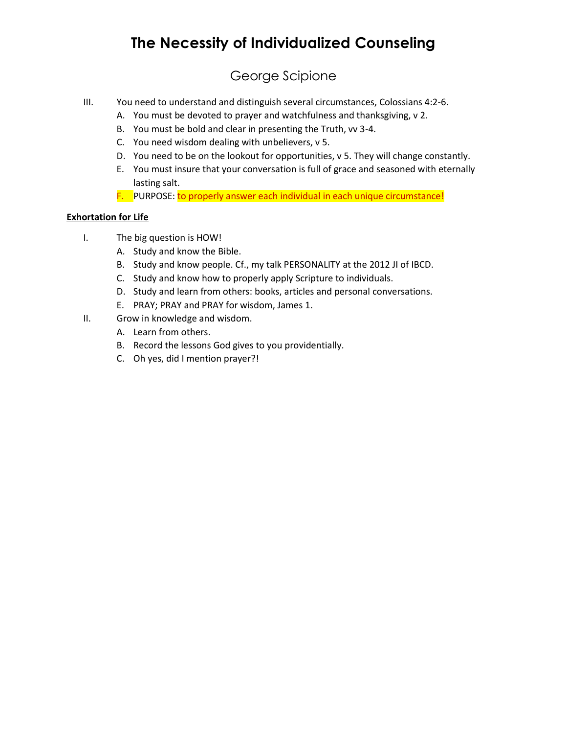# The Necessity of Individualized Counseling

## George Scipione

III. You need to understand and distinguish several circumstances, Colossians 4:2-6.
   A. You must be devoted to prayer and watchfulness and thanksgiving, v 2.
   B. You must be bold and clear in presenting the Truth, vv 3-4.
   C. You need wisdom dealing with unbelievers, v 5.
   D. You need to be on the lookout for opportunities, v 5. They will change constantly.
   E. You must insure that your conversation is full of grace and seasoned with eternally lasting salt.
   F. PURPOSE: to properly answer each individual in each unique circumstance!

**Exhortation for Life**

I. The big question is HOW!
   A. Study and know the Bible.
   B. Study and know people. Cf., my talk PERSONALITY at the 2012 JI of IBCD.
   C. Study and know how to properly apply Scripture to individuals.
   D. Study and learn from others: books, articles and personal conversations.
   E. PRAY; PRAY and PRAY for wisdom, James 1.

II. Grow in knowledge and wisdom.
   A. Learn from others.
   B. Record the lessons God gives to you providentially.
   C. Oh yes, did I mention prayer?!